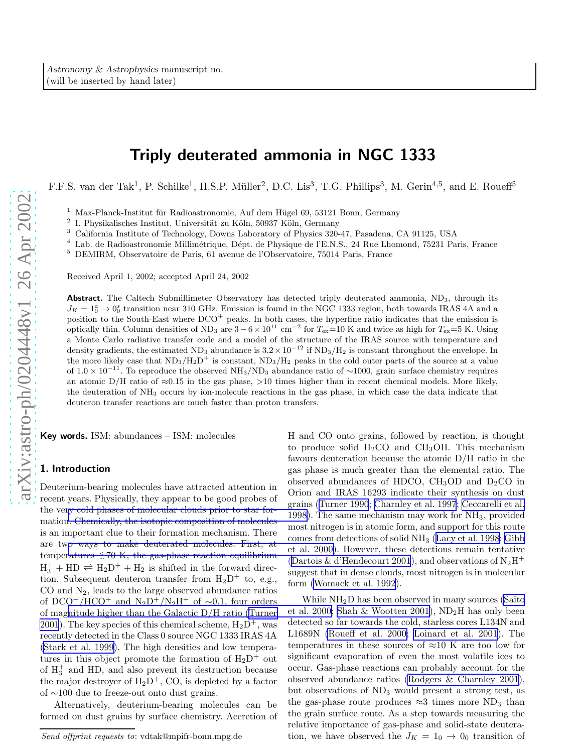Astronomy & Astrophysics manuscript no.
(will be inserted by hand later)

# Triply deuterated ammonia in NGC 1333

F.F.S. van der Tak[1], P. Schilke[1], H.S.P. Müller[2], D.C. Lis[3], T.G. Phillips[3], M. Gerin[4,5], and E. Roueff[5]

[1] Max-Planck-Institut für Radioastronomie, Auf dem Hügel 69, 53121 Bonn, Germany
[2] I. Physikalisches Institut, Universität zu Köln, 50937 Köln, Germany
[3] California Institute of Technology, Downs Laboratory of Physics 320-47, Pasadena, CA 91125, USA
[4] Lab. de Radioastronomie Millimétrique, Dépt. de Physique de l'E.N.S., 24 Rue Lhomond, 75231 Paris, France
[5] DEMIRM, Observatoire de Paris, 61 avenue de l'Observatoire, 75014 Paris, France

Received April 1, 2002; accepted April 24, 2002

**Abstract.** The Caltech Submillimeter Observatory has detected triply deuterated ammonia, $ND_3$, through its $J_K = 1_0^a \rightarrow 0_0^s$ transition near 310 GHz. Emission is found in the NGC 1333 region, both towards IRAS 4A and a position to the South-East where $DCO^+$ peaks. In both cases, the hyperfine ratio indicates that the emission is optically thin. Column densities of $ND_3$ are $3-6\times10^{11}$ cm$^{-2}$ for $T_{ex}$=10 K and twice as high for $T_{ex}$=5 K. Using a Monte Carlo radiative transfer code and a model of the structure of the IRAS source with temperature and density gradients, the estimated $ND_3$ abundance is $3.2\times10^{-12}$ if $ND_3/H_2$ is constant throughout the envelope. In the more likely case that $ND_3/H_2D^+$ is constant, $ND_3/H_2$ peaks in the cold outer parts of the source at a value of $1.0\times10^{-11}$. To reproduce the observed $NH_3/ND_3$ abundance ratio of $\sim$1000, grain surface chemistry requires an atomic D/H ratio of $\approx$0.15 in the gas phase, >10 times higher than in recent chemical models. More likely, the deuteration of $NH_3$ occurs by ion-molecule reactions in the gas phase, in which case the data indicate that deuteron transfer reactions are much faster than proton transfers.

**Key words.** ISM: abundances – ISM: molecules

## 1. Introduction

Deuterium-bearing molecules have attracted attention in recent years. Physically, they appear to be good probes of the very cold phases of molecular clouds prior to star formation. Chemically, the isotopic composition of molecules is an important clue to their formation mechanism. There are two ways to make deuterated molecules. First, at temperatures $\lesssim$70 K, the gas-phase reaction equilibrium $H_3^+ + HD \rightleftharpoons H_2D^+ + H_2$ is shifted in the forward direction. Subsequent deuteron transfer from $H_2D^+$ to, e.g., CO and $N_2$, leads to the large observed abundance ratios of $DCO^+/HCO^+$ and $N_2D^+/N_2H^+$ of $\sim$0.1, four orders of magnitude higher than the Galactic D/H ratio (Turner 2001). The key species of this chemical scheme, $H_2D^+$, was recently detected in the Class 0 source NGC 1333 IRAS 4A (Stark et al. 1999). The high densities and low temperatures in this object promote the formation of $H_2D^+$ out of $H_3^+$ and HD, and also prevent its destruction because the major destroyer of $H_2D^+$, CO, is depleted by a factor of $\sim$100 due to freeze-out onto dust grains.

Alternatively, deuterium-bearing molecules can be formed on dust grains by surface chemistry. Accretion of H and CO onto grains, followed by reaction, is thought to produce solid $H_2CO$ and $CH_3OH$. This mechanism favours deuteration because the atomic D/H ratio in the gas phase is much greater than the elemental ratio. The observed abundances of HDCO, $CH_3OD$ and $D_2CO$ in Orion and IRAS 16293 indicate their synthesis on dust grains (Turner 1990; Charnley et al. 1997; Ceccarelli et al. 1998). The same mechanism may work for $NH_3$, provided most nitrogen is in atomic form, and support for this route comes from detections of solid $NH_3$ (Lacy et al. 1998; Gibb et al. 2000). However, these detections remain tentative (Dartois & d'Hendecourt 2001), and observations of $N_2H^+$ suggest that in dense clouds, most nitrogen is in molecular form (Womack et al. 1992).

While $NH_2D$ has been observed in many sources (Saito et al. 2000; Shah & Wootten 2001), $ND_2H$ has only been detected so far towards the cold, starless cores L134N and L1689N (Roueff et al. 2000; Loinard et al. 2001). The temperatures in these sources of $\approx$10 K are too low for significant evaporation of even the most volatile ices to occur. Gas-phase reactions can probably account for the observed abundance ratios (Rodgers & Charnley 2001), but observations of $ND_3$ would present a strong test, as the gas-phase route produces $\approx$3 times more $ND_3$ than the grain surface route. As a step towards measuring the relative importance of gas-phase and solid-state deuteration, we have observed the $J_K = 1_0 \rightarrow 0_0$ transition of

*Send offprint requests to*: vdtak@mpifr-bonn.mpg.de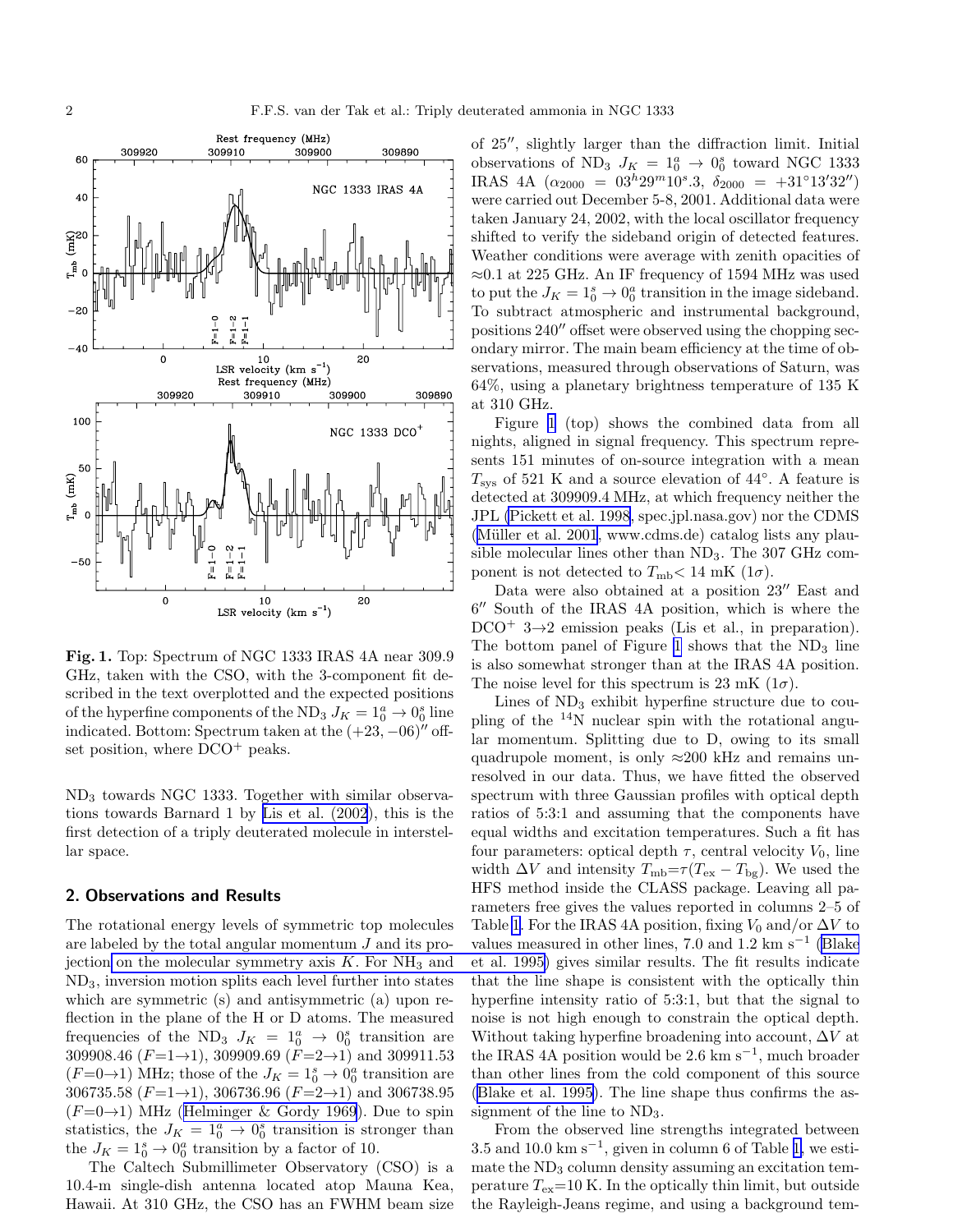**Fig. 1.** Top: Spectrum of NGC 1333 IRAS 4A near 309.9 GHz, taken with the CSO, with the 3-component fit described in the text overplotted and the expected positions of the hyperfine components of the $ND_3$ $J_K = 1_0^a \rightarrow 0_0^s$ line indicated. Bottom: Spectrum taken at the $(+23, -06)''$ offset position, where $DCO^+$ peaks.

$ND_3$ towards NGC 1333. Together with similar observations towards Barnard 1 by Lis et al. (2002), this is the first detection of a triply deuterated molecule in interstellar space.

## 2. Observations and Results

The rotational energy levels of symmetric top molecules are labeled by the total angular momentum $J$ and its projection on the molecular symmetry axis $K$. For $NH_3$ and $ND_3$, inversion motion splits each level further into states which are symmetric (s) and antisymmetric (a) upon reflection in the plane of the H or D atoms. The measured frequencies of the $ND_3$ $J_K = 1_0^a \rightarrow 0_0^s$ transition are 309908.46 ($F$=1→1), 309909.69 ($F$=2→1) and 309911.53 ($F$=0→1) MHz; those of the $J_K = 1_0^s \rightarrow 0_0^a$ transition are 306735.58 ($F$=1→1), 306736.96 ($F$=2→1) and 306738.95 ($F$=0→1) MHz (Helminger & Gordy 1969). Due to spin statistics, the $J_K = 1_0^a \rightarrow 0_0^s$ transition is stronger than the $J_K = 1_0^s \rightarrow 0_0^a$ transition by a factor of 10.

The Caltech Submillimeter Observatory (CSO) is a 10.4-m single-dish antenna located atop Mauna Kea, Hawaii. At 310 GHz, the CSO has an FWHM beam size of 25″, slightly larger than the diffraction limit. Initial observations of $ND_3$ $J_K = 1_0^a \rightarrow 0_0^s$ toward NGC 1333 IRAS 4A ($\alpha_{2000} = 03^h29^m10^s.3$, $\delta_{2000} = +31°13'32''$) were carried out December 5-8, 2001. Additional data were taken January 24, 2002, with the local oscillator frequency shifted to verify the sideband origin of detected features. Weather conditions were average with zenith opacities of ≈0.1 at 225 GHz. An IF frequency of 1594 MHz was used to put the $J_K = 1_0^s \rightarrow 0_0^a$ transition in the image sideband. To subtract atmospheric and instrumental background, positions 240″ offset were observed using the chopping secondary mirror. The main beam efficiency at the time of observations, measured through observations of Saturn, was 64%, using a planetary brightness temperature of 135 K at 310 GHz.

Figure 1 (top) shows the combined data from all nights, aligned in signal frequency. This spectrum represents 151 minutes of on-source integration with a mean $T_{\rm sys}$ of 521 K and a source elevation of 44°. A feature is detected at 309909.4 MHz, at which frequency neither the JPL (Pickett et al. 1998, spec.jpl.nasa.gov) nor the CDMS (Müller et al. 2001, www.cdms.de) catalog lists any plausible molecular lines other than $ND_3$. The 307 GHz component is not detected to $T_{\rm mb}$< 14 mK (1σ).

Data were also obtained at a position 23″ East and 6″ South of the IRAS 4A position, which is where the $DCO^+$ 3→2 emission peaks (Lis et al., in preparation). The bottom panel of Figure 1 shows that the $ND_3$ line is also somewhat stronger than at the IRAS 4A position. The noise level for this spectrum is 23 mK (1σ).

Lines of $ND_3$ exhibit hyperfine structure due to coupling of the $^{14}$N nuclear spin with the rotational angular momentum. Splitting due to D, owing to its small quadrupole moment, is only ≈200 kHz and remains unresolved in our data. Thus, we have fitted the observed spectrum with three Gaussian profiles with optical depth ratios of 5:3:1 and assuming that the components have equal widths and excitation temperatures. Such a fit has four parameters: optical depth $\tau$, central velocity $V_0$, line width $\Delta V$ and intensity $T_{\rm mb}$=$\tau(T_{\rm ex} - T_{\rm bg})$. We used the HFS method inside the CLASS package. Leaving all parameters free gives the values reported in columns 2–5 of Table 1. For the IRAS 4A position, fixing $V_0$ and/or $\Delta V$ to values measured in other lines, 7.0 and 1.2 km s$^{-1}$ (Blake et al. 1995) gives similar results. The fit results indicate that the line shape is consistent with the optically thin hyperfine intensity ratio of 5:3:1, but that the signal to noise is not high enough to constrain the optical depth. Without taking hyperfine broadening into account, $\Delta V$ at the IRAS 4A position would be 2.6 km s$^{-1}$, much broader than other lines from the cold component of this source (Blake et al. 1995). The line shape thus confirms the assignment of the line to $ND_3$.

From the observed line strengths integrated between 3.5 and 10.0 km s$^{-1}$, given in column 6 of Table 1, we estimate the $ND_3$ column density assuming an excitation temperature $T_{\rm ex}$=10 K. In the optically thin limit, but outside the Rayleigh-Jeans regime, and using a background tem-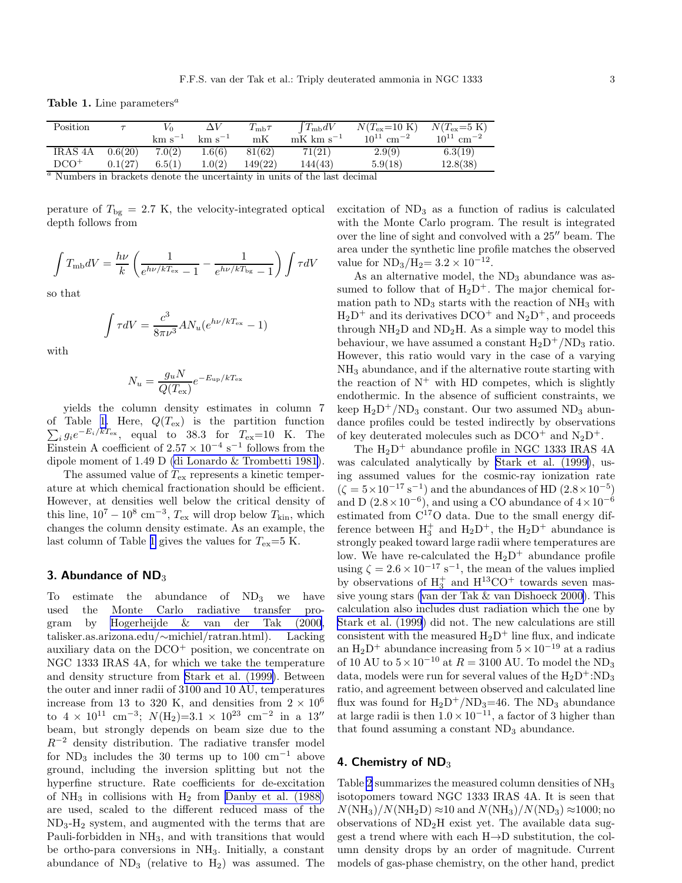**Table 1.** Line parameters[a]

| Position | $\tau$ | $V_0$ | $\Delta V$ | $T_{\rm mb}\tau$ | $\int T_{\rm mb}dV$ | $N(T_{\rm ex}$=10 K) | $N(T_{\rm ex}$=5 K) |
|---|---|---|---|---|---|---|---|
| | | km s$^{-1}$ | km s$^{-1}$ | mK | mK km s$^{-1}$ | $10^{11}$ cm$^{-2}$ | $10^{11}$ cm$^{-2}$ |
| IRAS 4A | 0.6(20) | 7.0(2) | 1.6(6) | 81(62) | 71(21) | 2.9(9) | 6.3(19) |
| DCO$^+$ | 0.1(27) | 6.5(1) | 1.0(2) | 149(22) | 144(43) | 5.9(18) | 12.8(38) |

[a] Numbers in brackets denote the uncertainty in units of the last decimal

perature of $T_{\rm bg}$ = 2.7 K, the velocity-integrated optical depth follows from

$$\int T_{\rm mb}dV = \frac{h\nu}{k}\left(\frac{1}{e^{h\nu/kT_{\rm ex}}-1} - \frac{1}{e^{h\nu/kT_{\rm bg}}-1}\right)\int \tau dV$$

so that

$$\int \tau dV = \frac{c^3}{8\pi\nu^3} A N_u (e^{h\nu/kT_{\rm ex}}-1)$$

with

$$N_u = \frac{g_u N}{Q(T_{\rm ex})} e^{-E_{\rm up}/kT_{\rm ex}}$$

yields the column density estimates in column 7 of Table 1. Here, $Q(T_{\rm ex})$ is the partition function $\sum_i g_i e^{-E_i/kT_{\rm ex}}$, equal to 38.3 for $T_{\rm ex}$=10 K. The Einstein A coefficient of $2.57\times10^{-4}$ s$^{-1}$ follows from the dipole moment of 1.49 D (di Lonardo & Trombetti 1981).

The assumed value of $T_{\rm ex}$ represents a kinetic temperature at which chemical fractionation should be efficient. However, at densities well below the critical density of this line, $10^7-10^8$ cm$^{-3}$, $T_{\rm ex}$ will drop below $T_{\rm kin}$, which changes the column density estimate. As an example, the last column of Table 1 gives the values for $T_{\rm ex}$=5 K.

## 3. Abundance of $ND_3$

To estimate the abundance of $ND_3$ we have used the Monte Carlo radiative transfer program by Hogerheijde & van der Tak (2000, talisker.as.arizona.edu/~michiel/ratran.html). Lacking auxiliary data on the DCO$^+$ position, we concentrate on NGC 1333 IRAS 4A, for which we take the temperature and density structure from Stark et al. (1999). Between the outer and inner radii of 3100 and 10 AU, temperatures increase from 13 to 320 K, and densities from $2\times10^6$ to $4\times10^{11}$ cm$^{-3}$; $N(H_2)$=$3.1\times10^{23}$ cm$^{-2}$ in a 13$''$ beam, but strongly depends on beam size due to the $R^{-2}$ density distribution. The radiative transfer model for $ND_3$ includes the 30 terms up to 100 cm$^{-1}$ above ground, including the inversion splitting but not the hyperfine structure. Rate coefficients for de-excitation of $NH_3$ in collisions with $H_2$ from Danby et al. (1988) are used, scaled to the different reduced mass of the $ND_3$-$H_2$ system, and augmented with the terms that are Pauli-forbidden in $NH_3$, and with transitions that would be ortho-para conversions in $NH_3$. Initially, a constant abundance of $ND_3$ (relative to $H_2$) was assumed. The excitation of $ND_3$ as a function of radius is calculated with the Monte Carlo program. The result is integrated over the line of sight and convolved with a 25$''$ beam. The area under the synthetic line profile matches the observed value for $ND_3/H_2$= $3.2\times10^{-12}$.

As an alternative model, the $ND_3$ abundance was assumed to follow that of $H_2D^+$. The major chemical formation path to $ND_3$ starts with the reaction of $NH_3$ with $H_2D^+$ and its derivatives DCO$^+$ and $N_2D^+$, and proceeds through $NH_2D$ and $ND_2H$. As a simple way to model this behaviour, we have assumed a constant $H_2D^+/ND_3$ ratio. However, this ratio would vary in the case of a varying $NH_3$ abundance, and if the alternative route starting with the reaction of $N^+$ with HD competes, which is slightly endothermic. In the absence of sufficient constraints, we keep $H_2D^+/ND_3$ constant. Our two assumed $ND_3$ abundance profiles could be tested indirectly by observations of key deuterated molecules such as DCO$^+$ and $N_2D^+$.

The $H_2D^+$ abundance profile in NGC 1333 IRAS 4A was calculated analytically by Stark et al. (1999), using assumed values for the cosmic-ray ionization rate ($\zeta=5\times10^{-17}$ s$^{-1}$) and the abundances of HD ($2.8\times10^{-5}$) and D ($2.8\times10^{-6}$), and using a CO abundance of $4\times10^{-6}$ estimated from C$^{17}$O data. Due to the small energy difference between $H_3^+$ and $H_2D^+$, the $H_2D^+$ abundance is strongly peaked toward large radii where temperatures are low. We have re-calculated the $H_2D^+$ abundance profile using $\zeta=2.6\times10^{-17}$ s$^{-1}$, the mean of the values implied by observations of $H_3^+$ and H$^{13}$CO$^+$ towards seven massive young stars (van der Tak & van Dishoeck 2000). This calculation also includes dust radiation which the one by Stark et al. (1999) did not. The new calculations are still consistent with the measured $H_2D^+$ line flux, and indicate an $H_2D^+$ abundance increasing from $5\times10^{-19}$ at a radius of 10 AU to $5\times10^{-10}$ at $R$ = 3100 AU. To model the $ND_3$ data, models were run for several values of the $H_2D^+$:$ND_3$ ratio, and agreement between observed and calculated line flux was found for $H_2D^+/ND_3$=46. The $ND_3$ abundance at large radii is then $1.0\times10^{-11}$, a factor of 3 higher than that found assuming a constant $ND_3$ abundance.

## 4. Chemistry of $ND_3$

Table 2 summarizes the measured column densities of $NH_3$ isotopomers toward NGC 1333 IRAS 4A. It is seen that $N(NH_3)/N(NH_2D)\approx10$ and $N(NH_3)/N(ND_3)\approx1000$; no observations of $ND_2H$ exist yet. The available data suggest a trend where with each H→D substitution, the column density drops by an order of magnitude. Current models of gas-phase chemistry, on the other hand, predict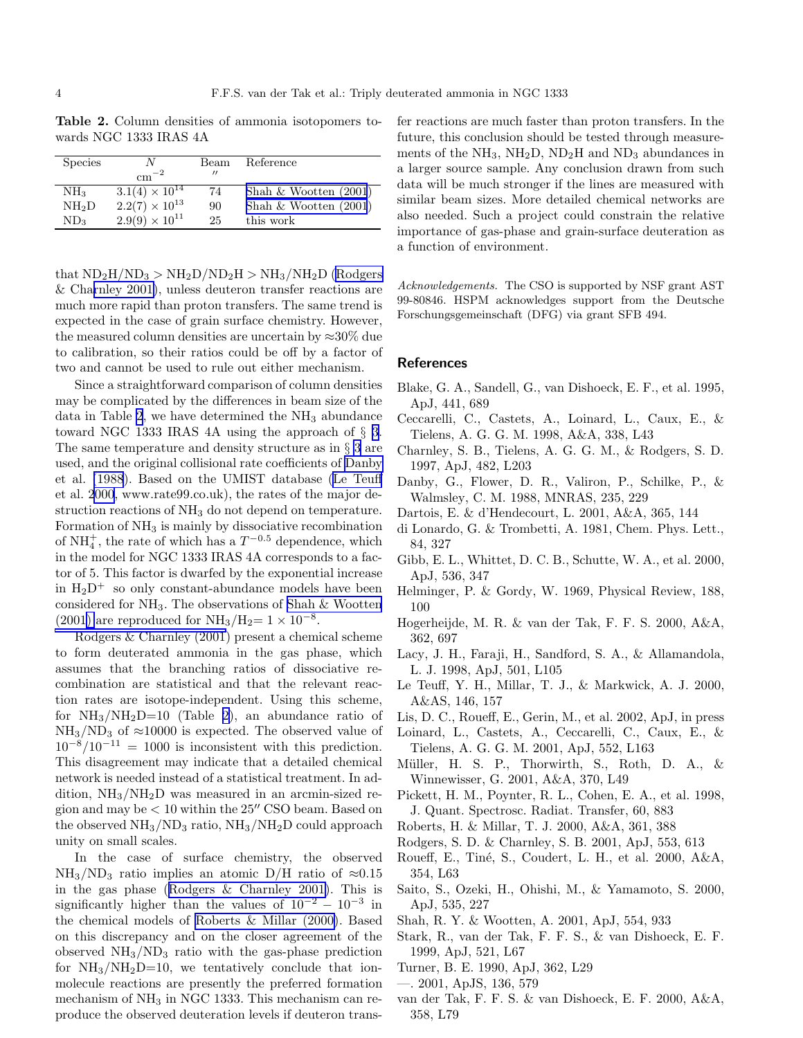**Table 2.** Column densities of ammonia isotopomers towards NGC 1333 IRAS 4A

| Species | $N$ $cm^{-2}$ | Beam $''$ | Reference |
|---|---|---|---|
| $NH_3$ | $3.1(4) \times 10^{14}$ | 74 | Shah & Wootten (2001) |
| $NH_2D$ | $2.2(7) \times 10^{13}$ | 90 | Shah & Wootten (2001) |
| $ND_3$ | $2.9(9) \times 10^{11}$ | 25 | this work |

that $ND_2H/ND_3 > NH_2D/ND_2H > NH_3/NH_2D$ (Rodgers & Charnley 2001), unless deuteron transfer reactions are much more rapid than proton transfers. The same trend is expected in the case of grain surface chemistry. However, the measured column densities are uncertain by $\approx$30% due to calibration, so their ratios could be off by a factor of two and cannot be used to rule out either mechanism.

Since a straightforward comparison of column densities may be complicated by the differences in beam size of the data in Table 2, we have determined the $NH_3$ abundance toward NGC 1333 IRAS 4A using the approach of § 3. The same temperature and density structure as in § 3 are used, and the original collisional rate coefficients of Danby et al. (1988). Based on the UMIST database (Le Teuff et al. 2000, www.rate99.co.uk), the rates of the major destruction reactions of $NH_3$ do not depend on temperature. Formation of $NH_3$ is mainly by dissociative recombination of $NH_4^+$, the rate of which has a $T^{-0.5}$ dependence, which in the model for NGC 1333 IRAS 4A corresponds to a factor of 5. This factor is dwarfed by the exponential increase in $H_2D^+$ so only constant-abundance models have been considered for $NH_3$. The observations of Shah & Wootten (2001) are reproduced for $NH_3/H_2 = 1 \times 10^{-8}$.

Rodgers & Charnley (2001) present a chemical scheme to form deuterated ammonia in the gas phase, which assumes that the branching ratios of dissociative recombination are statistical and that the relevant reaction rates are isotope-independent. Using this scheme, for $NH_3/NH_2D$=10 (Table 2), an abundance ratio of $NH_3/ND_3$ of $\approx$10000 is expected. The observed value of $10^{-8}/10^{-11} = 1000$ is inconsistent with this prediction. This disagreement may indicate that a detailed chemical network is needed instead of a statistical treatment. In addition, $NH_3/NH_2D$ was measured in an arcmin-sized region and may be $< 10$ within the $25''$ CSO beam. Based on the observed $NH_3/ND_3$ ratio, $NH_3/NH_2D$ could approach unity on small scales.

In the case of surface chemistry, the observed $NH_3/ND_3$ ratio implies an atomic D/H ratio of $\approx$0.15 in the gas phase (Rodgers & Charnley 2001). This is significantly higher than the values of $10^{-2} - 10^{-3}$ in the chemical models of Roberts & Millar (2000). Based on this discrepancy and on the closer agreement of the observed $NH_3/ND_3$ ratio with the gas-phase prediction for $NH_3/NH_2D$=10, we tentatively conclude that ion-molecule reactions are presently the preferred formation mechanism of $NH_3$ in NGC 1333. This mechanism can reproduce the observed deuteration levels if deuteron transfer reactions are much faster than proton transfers. In the future, this conclusion should be tested through measurements of the $NH_3$, $NH_2D$, $ND_2H$ and $ND_3$ abundances in a larger source sample. Any conclusion drawn from such data will be much stronger if the lines are measured with similar beam sizes. More detailed chemical networks are also needed. Such a project could constrain the relative importance of gas-phase and grain-surface deuteration as a function of environment.

*Acknowledgements.* The CSO is supported by NSF grant AST 99-80846. HSPM acknowledges support from the Deutsche Forschungsgemeinschaft (DFG) via grant SFB 494.

## References

Blake, G. A., Sandell, G., van Dishoeck, E. F., et al. 1995, ApJ, 441, 689

Ceccarelli, C., Castets, A., Loinard, L., Caux, E., & Tielens, A. G. G. M. 1998, A&A, 338, L43

Charnley, S. B., Tielens, A. G. G. M., & Rodgers, S. D. 1997, ApJ, 482, L203

Danby, G., Flower, D. R., Valiron, P., Schilke, P., & Walmsley, C. M. 1988, MNRAS, 235, 229

Dartois, E. & d'Hendecourt, L. 2001, A&A, 365, 144

di Lonardo, G. & Trombetti, A. 1981, Chem. Phys. Lett., 84, 327

Gibb, E. L., Whittet, D. C. B., Schutte, W. A., et al. 2000, ApJ, 536, 347

Helminger, P. & Gordy, W. 1969, Physical Review, 188, 100

Hogerheijde, M. R. & van der Tak, F. F. S. 2000, A&A, 362, 697

Lacy, J. H., Faraji, H., Sandford, S. A., & Allamandola, L. J. 1998, ApJ, 501, L105

Le Teuff, Y. H., Millar, T. J., & Markwick, A. J. 2000, A&AS, 146, 157

Lis, D. C., Roueff, E., Gerin, M., et al. 2002, ApJ, in press

Loinard, L., Castets, A., Ceccarelli, C., Caux, E., & Tielens, A. G. G. M. 2001, ApJ, 552, L163

Müller, H. S. P., Thorwirth, S., Roth, D. A., & Winnewisser, G. 2001, A&A, 370, L49

Pickett, H. M., Poynter, R. L., Cohen, E. A., et al. 1998, J. Quant. Spectrosc. Radiat. Transfer, 60, 883

Roberts, H. & Millar, T. J. 2000, A&A, 361, 388

Rodgers, S. D. & Charnley, S. B. 2001, ApJ, 553, 613

Roueff, E., Tiné, S., Coudert, L. H., et al. 2000, A&A, 354, L63

Saito, S., Ozeki, H., Ohishi, M., & Yamamoto, S. 2000, ApJ, 535, 227

Shah, R. Y. & Wootten, A. 2001, ApJ, 554, 933

Stark, R., van der Tak, F. F. S., & van Dishoeck, E. F. 1999, ApJ, 521, L67

Turner, B. E. 1990, ApJ, 362, L29

—. 2001, ApJS, 136, 579

van der Tak, F. F. S. & van Dishoeck, E. F. 2000, A&A, 358, L79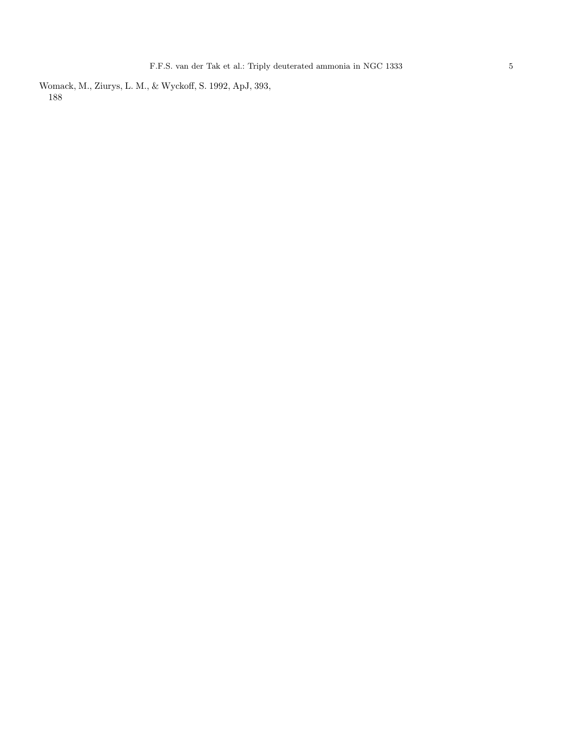Womack, M., Ziurys, L. M., & Wyckoff, S. 1992, ApJ, 393, 188